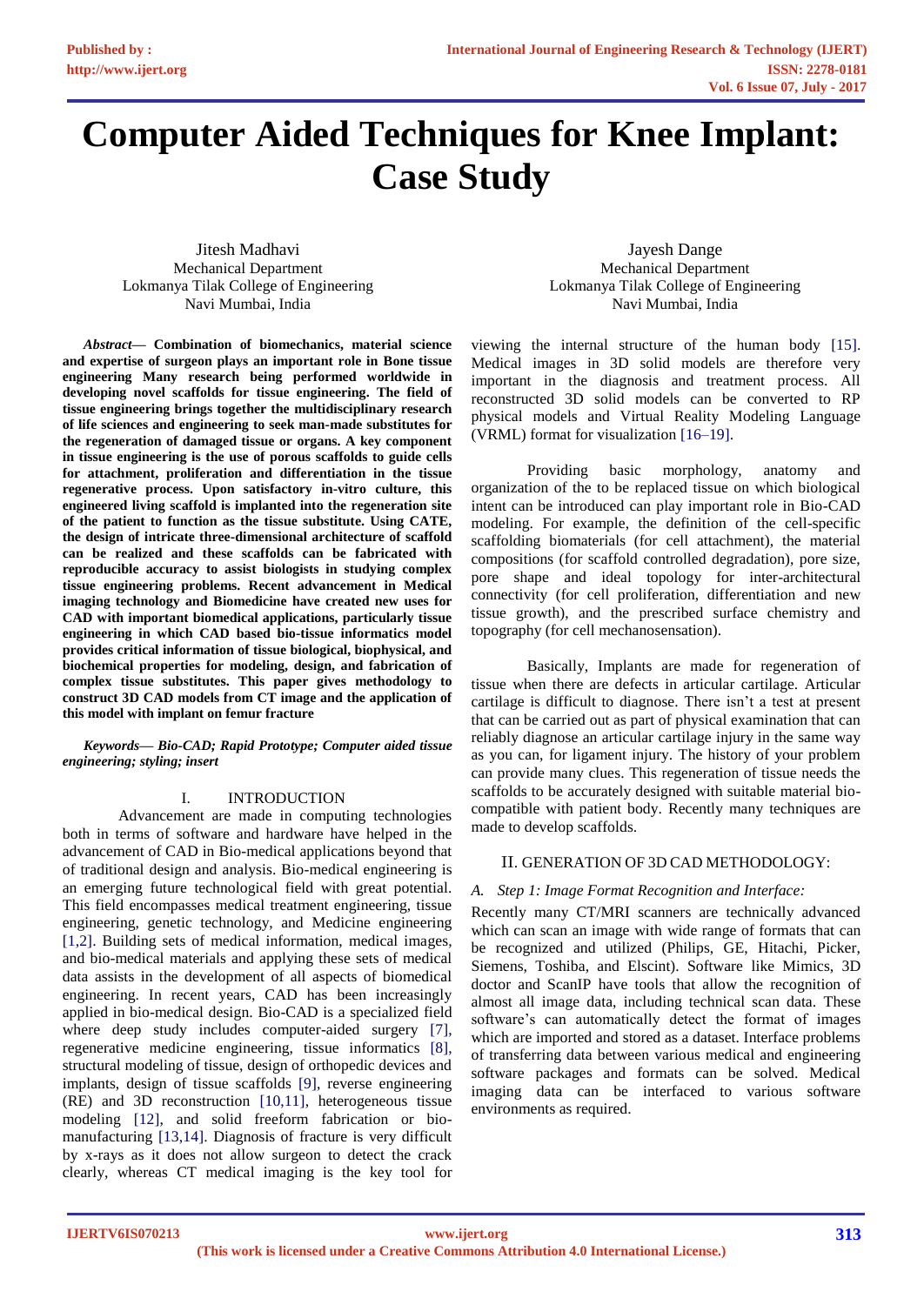# Computer Aided Techniques for Knee Implant: Case Study

Jitesh Madhavi
Mechanical Department
Lokmanya Tilak College of Engineering
Navi Mumbai, India

Jayesh Dange
Mechanical Department
Lokmanya Tilak College of Engineering
Navi Mumbai, India

***Abstract*— Combination of biomechanics, material science and expertise of surgeon plays an important role in Bone tissue engineering Many research being performed worldwide in developing novel scaffolds for tissue engineering. The field of tissue engineering brings together the multidisciplinary research of life sciences and engineering to seek man-made substitutes for the regeneration of damaged tissue or organs. A key component in tissue engineering is the use of porous scaffolds to guide cells for attachment, proliferation and differentiation in the tissue regenerative process. Upon satisfactory in-vitro culture, this engineered living scaffold is implanted into the regeneration site of the patient to function as the tissue substitute. Using CATE, the design of intricate three-dimensional architecture of scaffold can be realized and these scaffolds can be fabricated with reproducible accuracy to assist biologists in studying complex tissue engineering problems. Recent advancement in Medical imaging technology and Biomedicine have created new uses for CAD with important biomedical applications, particularly tissue engineering in which CAD based bio-tissue informatics model provides critical information of tissue biological, biophysical, and biochemical properties for modeling, design, and fabrication of complex tissue substitutes. This paper gives methodology to construct 3D CAD models from CT image and the application of this model with implant on femur fracture**

***Keywords*— *Bio-CAD; Rapid Prototype; Computer aided tissue engineering; styling; insert***

## I. INTRODUCTION

Advancement are made in computing technologies both in terms of software and hardware have helped in the advancement of CAD in Bio-medical applications beyond that of traditional design and analysis. Bio-medical engineering is an emerging future technological field with great potential. This field encompasses medical treatment engineering, tissue engineering, genetic technology, and Medicine engineering [1,2]. Building sets of medical information, medical images, and bio-medical materials and applying these sets of medical data assists in the development of all aspects of biomedical engineering. In recent years, CAD has been increasingly applied in bio-medical design. Bio-CAD is a specialized field where deep study includes computer-aided surgery [7], regenerative medicine engineering, tissue informatics [8], structural modeling of tissue, design of orthopedic devices and implants, design of tissue scaffolds [9], reverse engineering (RE) and 3D reconstruction [10,11], heterogeneous tissue modeling [12], and solid freeform fabrication or bio-manufacturing [13,14]. Diagnosis of fracture is very difficult by x-rays as it does not allow surgeon to detect the crack clearly, whereas CT medical imaging is the key tool for viewing the internal structure of the human body [15]. Medical images in 3D solid models are therefore very important in the diagnosis and treatment process. All reconstructed 3D solid models can be converted to RP physical models and Virtual Reality Modeling Language (VRML) format for visualization [16–19].

Providing basic morphology, anatomy and organization of the to be replaced tissue on which biological intent can be introduced can play important role in Bio-CAD modeling. For example, the definition of the cell-specific scaffolding biomaterials (for cell attachment), the material compositions (for scaffold controlled degradation), pore size, pore shape and ideal topology for inter-architectural connectivity (for cell proliferation, differentiation and new tissue growth), and the prescribed surface chemistry and topography (for cell mechanosensation).

Basically, Implants are made for regeneration of tissue when there are defects in articular cartilage. Articular cartilage is difficult to diagnose. There isn't a test at present that can be carried out as part of physical examination that can reliably diagnose an articular cartilage injury in the same way as you can, for ligament injury. The history of your problem can provide many clues. This regeneration of tissue needs the scaffolds to be accurately designed with suitable material bio-compatible with patient body. Recently many techniques are made to develop scaffolds.

## II. GENERATION OF 3D CAD METHODOLOGY:

### *A. Step 1: Image Format Recognition and Interface:*

Recently many CT/MRI scanners are technically advanced which can scan an image with wide range of formats that can be recognized and utilized (Philips, GE, Hitachi, Picker, Siemens, Toshiba, and Elscint). Software like Mimics, 3D doctor and ScanIP have tools that allow the recognition of almost all image data, including technical scan data. These software's can automatically detect the format of images which are imported and stored as a dataset. Interface problems of transferring data between various medical and engineering software packages and formats can be solved. Medical imaging data can be interfaced to various software environments as required.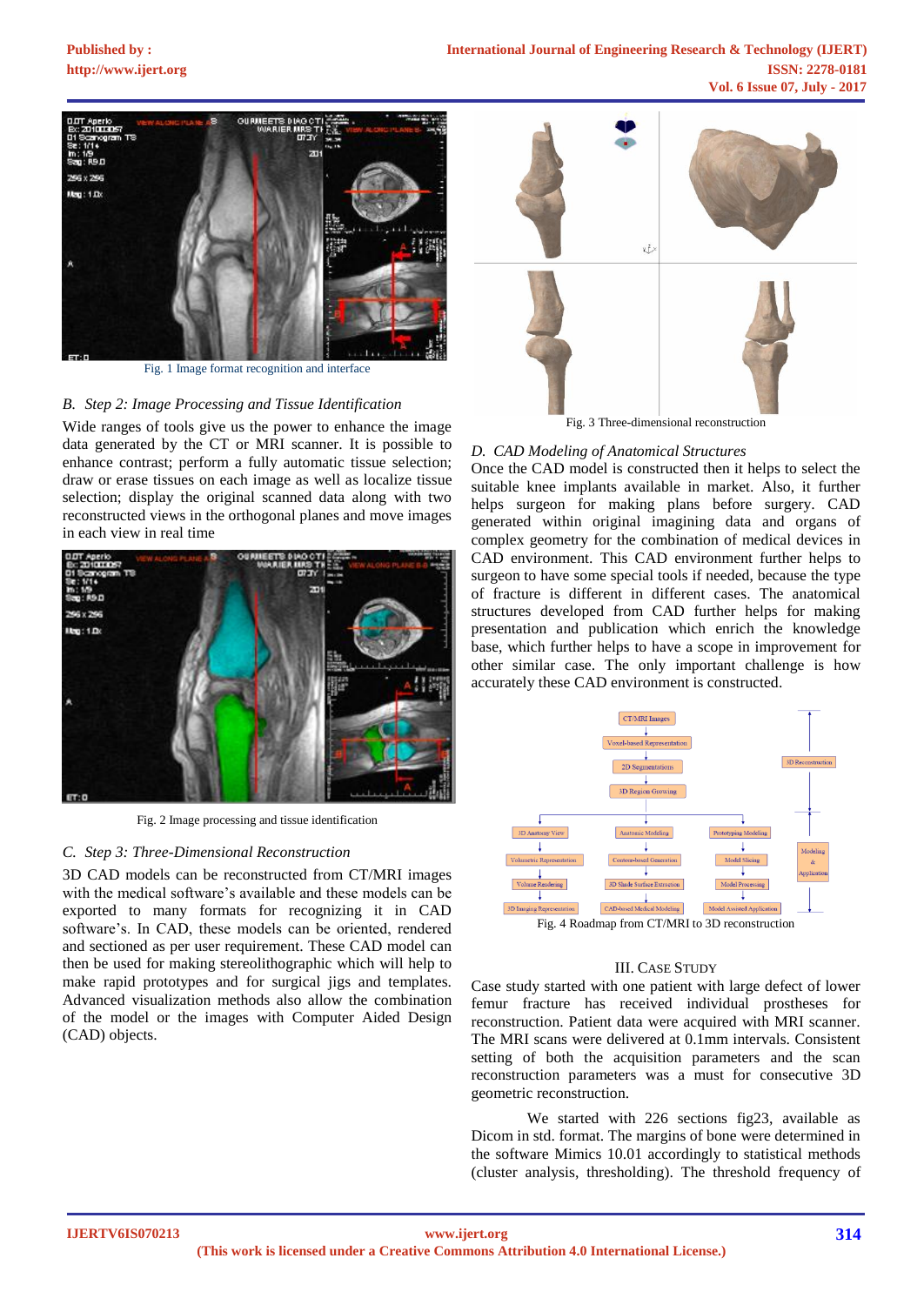Fig. 1 Image format recognition and interface

### B. Step 2: Image Processing and Tissue Identification

Wide ranges of tools give us the power to enhance the image data generated by the CT or MRI scanner. It is possible to enhance contrast; perform a fully automatic tissue selection; draw or erase tissues on each image as well as localize tissue selection; display the original scanned data along with two reconstructed views in the orthogonal planes and move images in each view in real time

Fig. 2 Image processing and tissue identification

### C. Step 3: Three-Dimensional Reconstruction

3D CAD models can be reconstructed from CT/MRI images with the medical software's available and these models can be exported to many formats for recognizing it in CAD software's. In CAD, these models can be oriented, rendered and sectioned as per user requirement. These CAD model can then be used for making stereolithographic which will help to make rapid prototypes and for surgical jigs and templates. Advanced visualization methods also allow the combination of the model or the images with Computer Aided Design (CAD) objects.

Fig. 3 Three-dimensional reconstruction

### D. CAD Modeling of Anatomical Structures

Once the CAD model is constructed then it helps to select the suitable knee implants available in market. Also, it further helps surgeon for making plans before surgery. CAD generated within original imaging data and organs of complex geometry for the combination of medical devices in CAD environment. This CAD environment further helps to surgeon to have some special tools if needed, because the type of fracture is different in different cases. The anatomical structures developed from CAD further helps for making presentation and publication which enrich the knowledge base, which further helps to have a scope in improvement for other similar case. The only important challenge is how accurately these CAD environment is constructed.

Fig. 4 Roadmap from CT/MRI to 3D reconstruction

## III. CASE STUDY

Case study started with one patient with large defect of lower femur fracture has received individual prostheses for reconstruction. Patient data were acquired with MRI scanner. The MRI scans were delivered at 0.1mm intervals. Consistent setting of both the acquisition parameters and the scan reconstruction parameters was a must for consecutive 3D geometric reconstruction.

We started with 226 sections fig23, available as Dicom in std. format. The margins of bone were determined in the software Mimics 10.01 accordingly to statistical methods (cluster analysis, thresholding). The threshold frequency of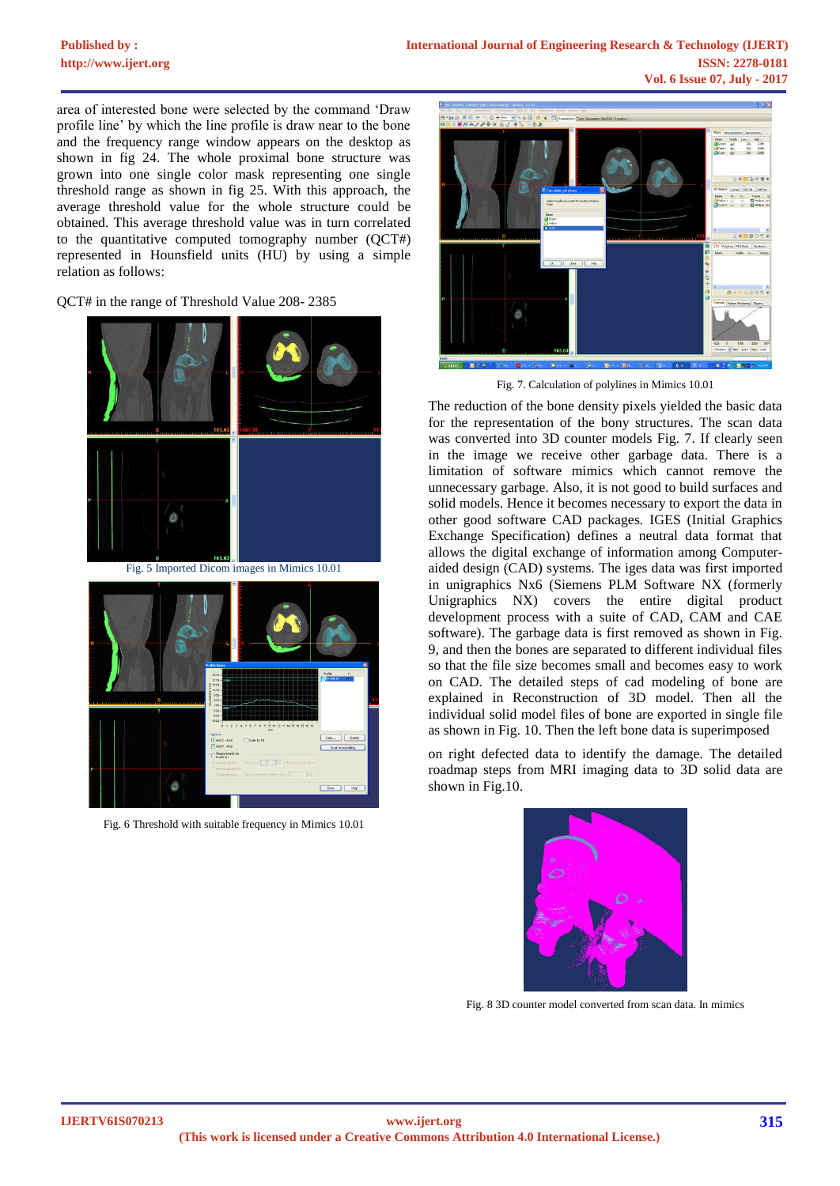area of interested bone were selected by the command 'Draw profile line' by which the line profile is draw near to the bone and the frequency range window appears on the desktop as shown in fig 24. The whole proximal bone structure was grown into one single color mask representing one single threshold range as shown in fig 25. With this approach, the average threshold value for the whole structure could be obtained. This average threshold value was in turn correlated to the quantitative computed tomography number (QCT#) represented in Hounsfield units (HU) by using a simple relation as follows:

QCT# in the range of Threshold Value 208- 2385

Fig. 5 Imported Dicom images in Mimics 10.01

Fig. 6 Threshold with suitable frequency in Mimics 10.01

Fig. 7. Calculation of polylines in Mimics 10.01

The reduction of the bone density pixels yielded the basic data for the representation of the bony structures. The scan data was converted into 3D counter models Fig. 7. If clearly seen in the image we receive other garbage data. There is a limitation of software mimics which cannot remove the unnecessary garbage. Also, it is not good to build surfaces and solid models. Hence it becomes necessary to export the data in other good software CAD packages. IGES (Initial Graphics Exchange Specification) defines a neutral data format that allows the digital exchange of information among Computer-aided design (CAD) systems. The iges data was first imported in unigraphics Nx6 (Siemens PLM Software NX (formerly Unigraphics NX) covers the entire digital product development process with a suite of CAD, CAM and CAE software). The garbage data is first removed as shown in Fig. 9, and then the bones are separated to different individual files so that the file size becomes small and becomes easy to work on CAD. The detailed steps of cad modeling of bone are explained in Reconstruction of 3D model. Then all the individual solid model files of bone are exported in single file as shown in Fig. 10. Then the left bone data is superimposed

on right defected data to identify the damage. The detailed roadmap steps from MRI imaging data to 3D solid data are shown in Fig.10.

Fig. 8 3D counter model converted from scan data. In mimics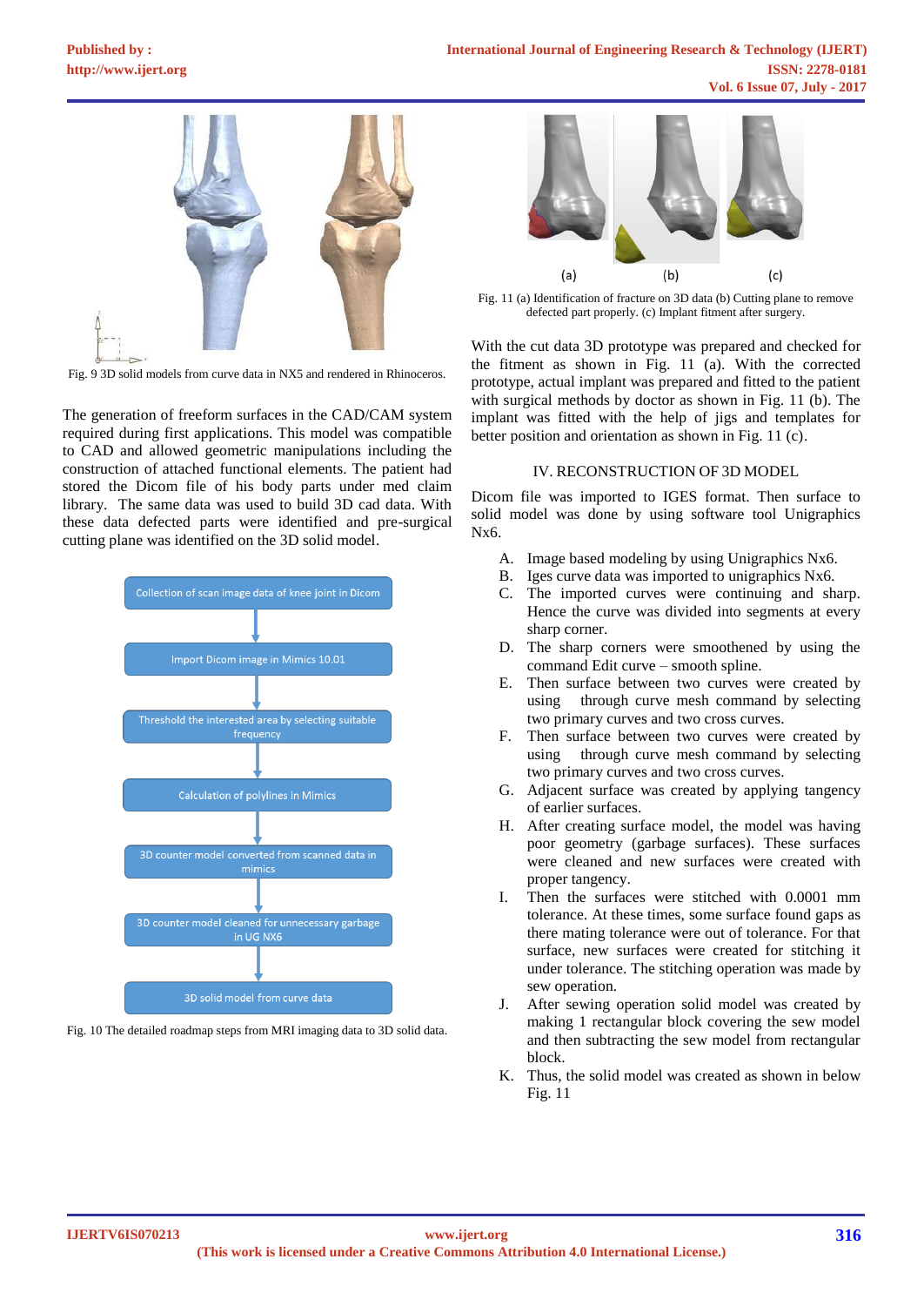Fig. 9 3D solid models from curve data in NX5 and rendered in Rhinoceros.

The generation of freeform surfaces in the CAD/CAM system required during first applications. This model was compatible to CAD and allowed geometric manipulations including the construction of attached functional elements. The patient had stored the Dicom file of his body parts under med claim library. The same data was used to build 3D cad data. With these data defected parts were identified and pre-surgical cutting plane was identified on the 3D solid model.

Collection of scan image data of knee joint in Dicom

Import Dicom image in Mimics 10.01

Threshold the interested area by selecting suitable frequency

Calculation of polylines in Mimics

3D counter model converted from scanned data in mimics

3D counter model cleaned for unnecessary garbage in UG NX6

3D solid model from curve data

Fig. 10 The detailed roadmap steps from MRI imaging data to 3D solid data.

(a) (b) (c)

Fig. 11 (a) Identification of fracture on 3D data (b) Cutting plane to remove defected part properly. (c) Implant fitment after surgery.

With the cut data 3D prototype was prepared and checked for the fitment as shown in Fig. 11 (a). With the corrected prototype, actual implant was prepared and fitted to the patient with surgical methods by doctor as shown in Fig. 11 (b). The implant was fitted with the help of jigs and templates for better position and orientation as shown in Fig. 11 (c).

## IV. RECONSTRUCTION OF 3D MODEL

Dicom file was imported to IGES format. Then surface to solid model was done by using software tool Unigraphics Nx6.

A. Image based modeling by using Unigraphics Nx6.
B. Iges curve data was imported to unigraphics Nx6.
C. The imported curves were continuing and sharp. Hence the curve was divided into segments at every sharp corner.
D. The sharp corners were smoothened by using the command Edit curve – smooth spline.
E. Then surface between two curves were created by using through curve mesh command by selecting two primary curves and two cross curves.
F. Then surface between two curves were created by using through curve mesh command by selecting two primary curves and two cross curves.
G. Adjacent surface was created by applying tangency of earlier surfaces.
H. After creating surface model, the model was having poor geometry (garbage surfaces). These surfaces were cleaned and new surfaces were created with proper tangency.
I. Then the surfaces were stitched with 0.0001 mm tolerance. At these times, some surface found gaps as there mating tolerance were out of tolerance. For that surface, new surfaces were created for stitching it under tolerance. The stitching operation was made by sew operation.
J. After sewing operation solid model was created by making 1 rectangular block covering the sew model and then subtracting the sew model from rectangular block.
K. Thus, the solid model was created as shown in below Fig. 11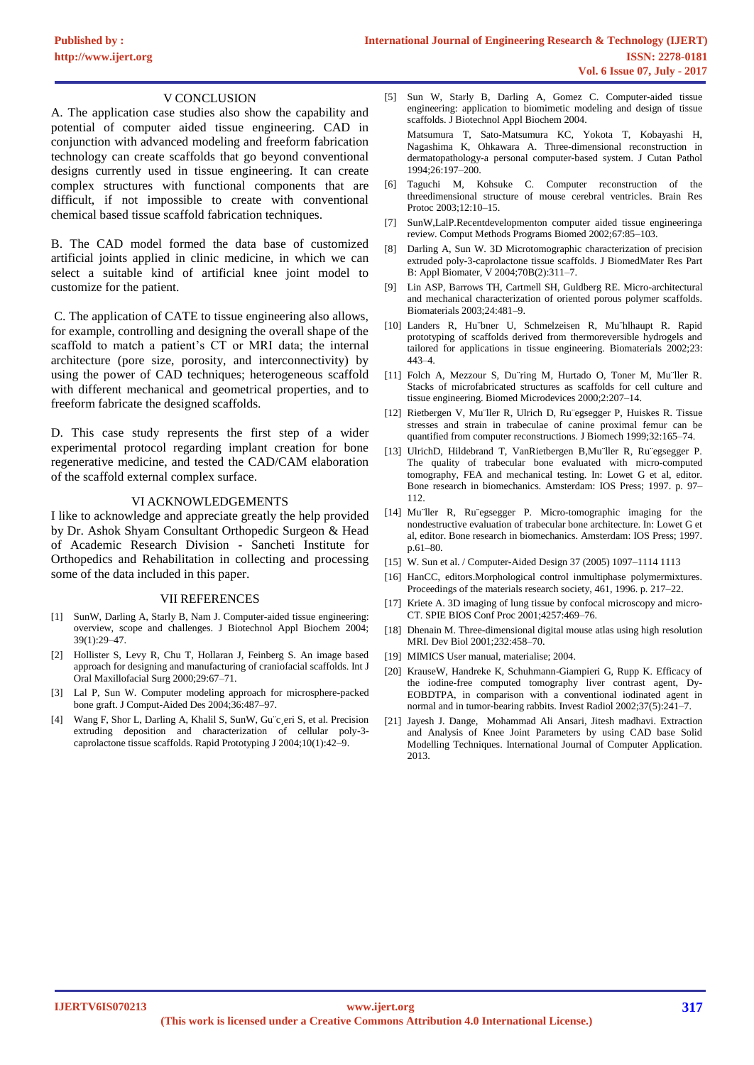## V CONCLUSION

A. The application case studies also show the capability and potential of computer aided tissue engineering. CAD in conjunction with advanced modeling and freeform fabrication technology can create scaffolds that go beyond conventional designs currently used in tissue engineering. It can create complex structures with functional components that are difficult, if not impossible to create with conventional chemical based tissue scaffold fabrication techniques.

B. The CAD model formed the data base of customized artificial joints applied in clinic medicine, in which we can select a suitable kind of artificial knee joint model to customize for the patient.

C. The application of CATE to tissue engineering also allows, for example, controlling and designing the overall shape of the scaffold to match a patient's CT or MRI data; the internal architecture (pore size, porosity, and interconnectivity) by using the power of CAD techniques; heterogeneous scaffold with different mechanical and geometrical properties, and to freeform fabricate the designed scaffolds.

D. This case study represents the first step of a wider experimental protocol regarding implant creation for bone regenerative medicine, and tested the CAD/CAM elaboration of the scaffold external complex surface.

## VI ACKNOWLEDGEMENTS

I like to acknowledge and appreciate greatly the help provided by Dr. Ashok Shyam Consultant Orthopedic Surgeon & Head of Academic Research Division - Sancheti Institute for Orthopedics and Rehabilitation in collecting and processing some of the data included in this paper.

## VII REFERENCES

[1] SunW, Darling A, Starly B, Nam J. Computer-aided tissue engineering: overview, scope and challenges. J Biotechnol Appl Biochem 2004; 39(1):29–47.

[2] Hollister S, Levy R, Chu T, Hollaran J, Feinberg S. An image based approach for designing and manufacturing of craniofacial scaffolds. Int J Oral Maxillofacial Surg 2000;29:67–71.

[3] Lal P, Sun W. Computer modeling approach for microsphere-packed bone graft. J Comput-Aided Des 2004;36:487–97.

[4] Wang F, Shor L, Darling A, Khalil S, SunW, Gu¨c¸eri S, et al. Precision extruding deposition and characterization of cellular poly-3-caprolactone tissue scaffolds. Rapid Prototyping J 2004;10(1):42–9.

[5] Sun W, Starly B, Darling A, Gomez C. Computer-aided tissue engineering: application to biomimetic modeling and design of tissue scaffolds. J Biotechnol Appl Biochem 2004.

Matsumura T, Sato-Matsumura KC, Yokota T, Kobayashi H, Nagashima K, Ohkawara A. Three-dimensional reconstruction in dermatopathology-a personal computer-based system. J Cutan Pathol 1994;26:197–200.

[6] Taguchi M, Kohsuke C. Computer reconstruction of the threedimensional structure of mouse cerebral ventricles. Brain Res Protoc 2003;12:10–15.

[7] SunW,LalP.Recentdevelopmenton computer aided tissue engineeringa review. Comput Methods Programs Biomed 2002;67:85–103.

[8] Darling A, Sun W. 3D Microtomographic characterization of precision extruded poly-3-caprolactone tissue scaffolds. J BiomedMater Res Part B: Appl Biomater, V 2004;70B(2):311–7.

[9] Lin ASP, Barrows TH, Cartmell SH, Guldberg RE. Micro-architectural and mechanical characterization of oriented porous polymer scaffolds. Biomaterials 2003;24:481–9.

[10] Landers R, Hu¨bner U, Schmelzeisen R, Mu¨hlhaupt R. Rapid prototyping of scaffolds derived from thermoreversible hydrogels and tailored for applications in tissue engineering. Biomaterials 2002;23: 443–4.

[11] Folch A, Mezzour S, Du¨ring M, Hurtado O, Toner M, Mu¨ller R. Stacks of microfabricated structures as scaffolds for cell culture and tissue engineering. Biomed Microdevices 2000;2:207–14.

[12] Rietbergen V, Mu¨ller R, Ulrich D, Ru¨egsegger P, Huiskes R. Tissue stresses and strain in trabeculae of canine proximal femur can be quantified from computer reconstructions. J Biomech 1999;32:165–74.

[13] UlrichD, Hildebrand T, VanRietbergen B,Mu¨ller R, Ru¨egsegger P. The quality of trabecular bone evaluated with micro-computed tomography, FEA and mechanical testing. In: Lowet G et al, editor. Bone research in biomechanics. Amsterdam: IOS Press; 1997. p. 97–112.

[14] Mu¨ller R, Ru¨egsegger P. Micro-tomographic imaging for the nondestructive evaluation of trabecular bone architecture. In: Lowet G et al, editor. Bone research in biomechanics. Amsterdam: IOS Press; 1997. p.61–80.

[15] W. Sun et al. / Computer-Aided Design 37 (2005) 1097–1114 1113

[16] HanCC, editors.Morphological control inmultiphase polymermixtures. Proceedings of the materials research society, 461, 1996. p. 217–22.

[17] Kriete A. 3D imaging of lung tissue by confocal microscopy and micro-CT. SPIE BIOS Conf Proc 2001;4257:469–76.

[18] Dhenain M. Three-dimensional digital mouse atlas using high resolution MRI. Dev Biol 2001;232:458–70.

[19] MIMICS User manual, materialise; 2004.

[20] KrauseW, Handreke K, Schuhmann-Giampieri G, Rupp K. Efficacy of the iodine-free computed tomography liver contrast agent, Dy-EOBDTPA, in comparison with a conventional iodinated agent in normal and in tumor-bearing rabbits. Invest Radiol 2002;37(5):241–7.

[21] Jayesh J. Dange, Mohammad Ali Ansari, Jitesh madhavi. Extraction and Analysis of Knee Joint Parameters by using CAD base Solid Modelling Techniques. International Journal of Computer Application. 2013.